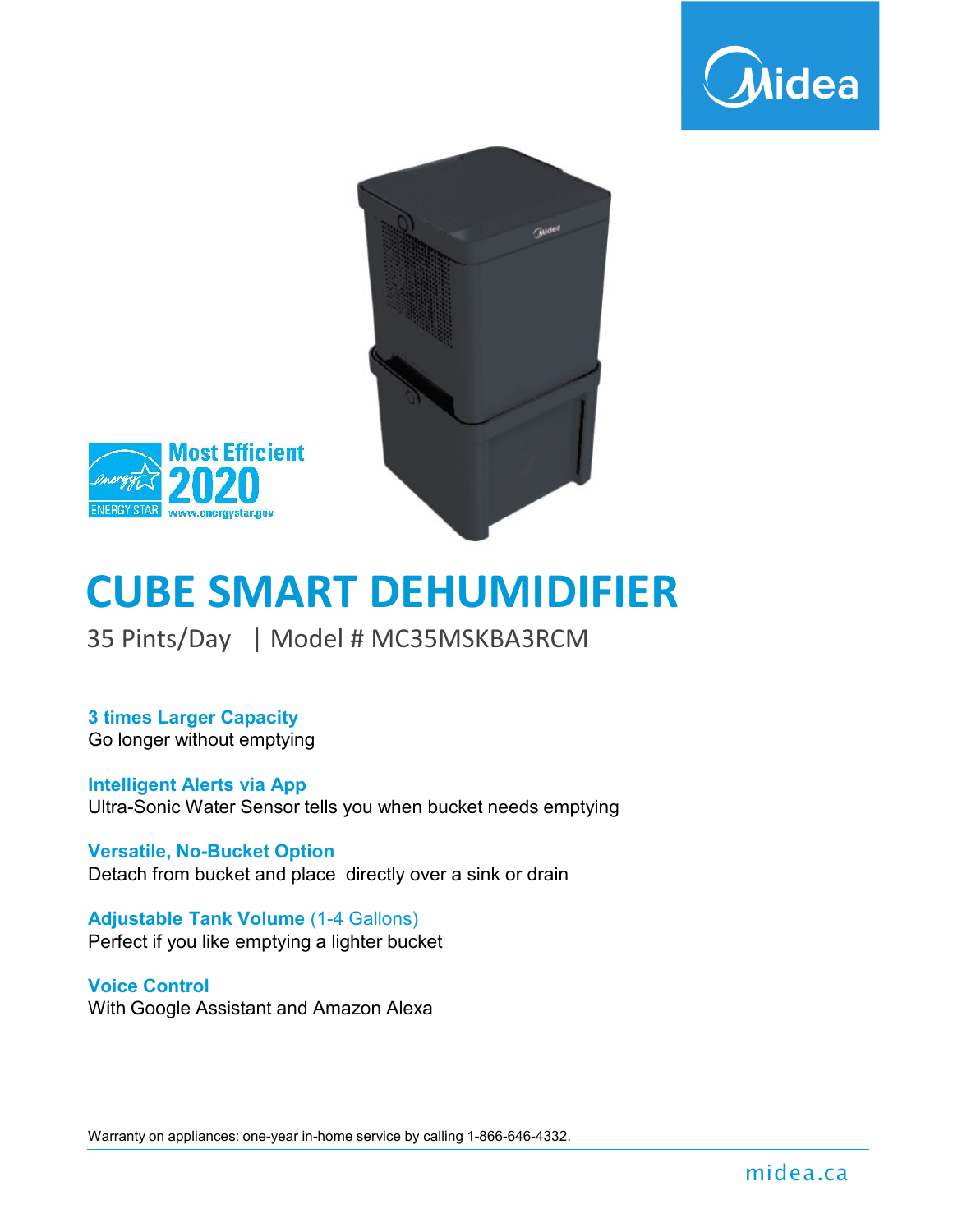Midea

Most Efficient 2020

ENERGY STAR

www.energystar.gov

# CUBE SMART DEHUMIDIFIER

35 Pints/Day | Model # MC35MSKBA3RCM

**3 times Larger Capacity**
Go longer without emptying

**Intelligent Alerts via App**
Ultra-Sonic Water Sensor tells you when bucket needs emptying

**Versatile, No-Bucket Option**
Detach from bucket and place directly over a sink or drain

**Adjustable Tank Volume** (1-4 Gallons)
Perfect if you like emptying a lighter bucket

**Voice Control**
With Google Assistant and Amazon Alexa

Warranty on appliances: one-year in-home service by calling 1-866-646-4332.

midea.ca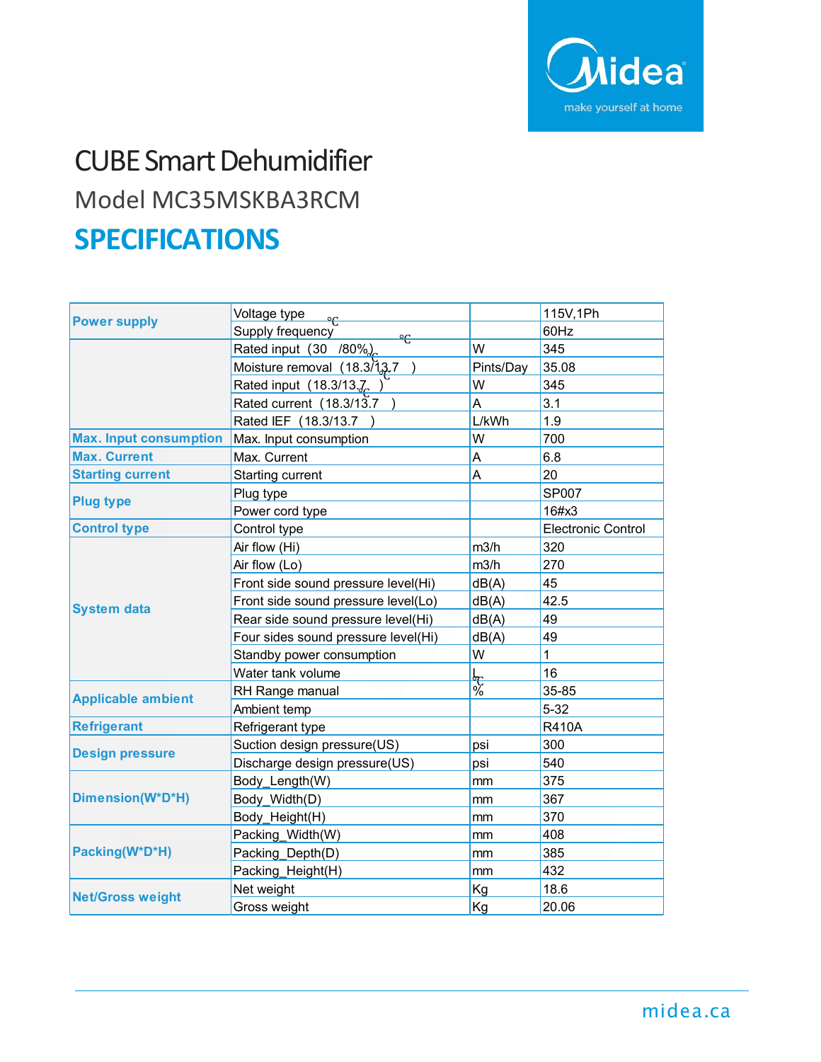Midea

make yourself at home

# CUBE Smart Dehumidifier

## Model MC35MSKBA3RCM

# SPECIFICATIONS

| | | | |
|---|---|---|---|
| **Power supply** | Voltage type | | 115V,1Ph |
| | Supply frequency | | 60Hz |
| | Rated input (30 ℃/80%) | W | 345 |
| | Moisture removal (18.3/13.7 ℃) | Pints/Day | 35.08 |
| | Rated input (18.3/13.7 ℃) | W | 345 |
| | Rated current (18.3/13.7 ℃) | A | 3.1 |
| | Rated IEF (18.3/13.7 ℃) | L/kWh | 1.9 |
| **Max. Input consumption** | Max. Input consumption | W | 700 |
| **Max. Current** | Max. Current | A | 6.8 |
| **Starting current** | Starting current | A | 20 |
| **Plug type** | Plug type | | SP007 |
| | Power cord type | | 16#x3 |
| **Control type** | Control type | | Electronic Control |
| **System data** | Air flow (Hi) | m3/h | 320 |
| | Air flow (Lo) | m3/h | 270 |
| | Front side sound pressure level(Hi) | dB(A) | 45 |
| | Front side sound pressure level(Lo) | dB(A) | 42.5 |
| | Rear side sound pressure level(Hi) | dB(A) | 49 |
| | Four sides sound pressure level(Hi) | dB(A) | 49 |
| | Standby power consumption | W | 1 |
| | Water tank volume | L | 16 |
| **Applicable ambient** | RH Range manual | % | 35-85 |
| | Ambient temp | ℃ | 5-32 |
| **Refrigerant** | Refrigerant type | | R410A |
| **Design pressure** | Suction design pressure(US) | psi | 300 |
| | Discharge design pressure(US) | psi | 540 |
| **Dimension(W*D*H)** | Body_Length(W) | mm | 375 |
| | Body_Width(D) | mm | 367 |
| | Body_Height(H) | mm | 370 |
| **Packing(W*D*H)** | Packing_Width(W) | mm | 408 |
| | Packing_Depth(D) | mm | 385 |
| | Packing_Height(H) | mm | 432 |
| **Net/Gross weight** | Net weight | Kg | 18.6 |
| | Gross weight | Kg | 20.06 |

midea.ca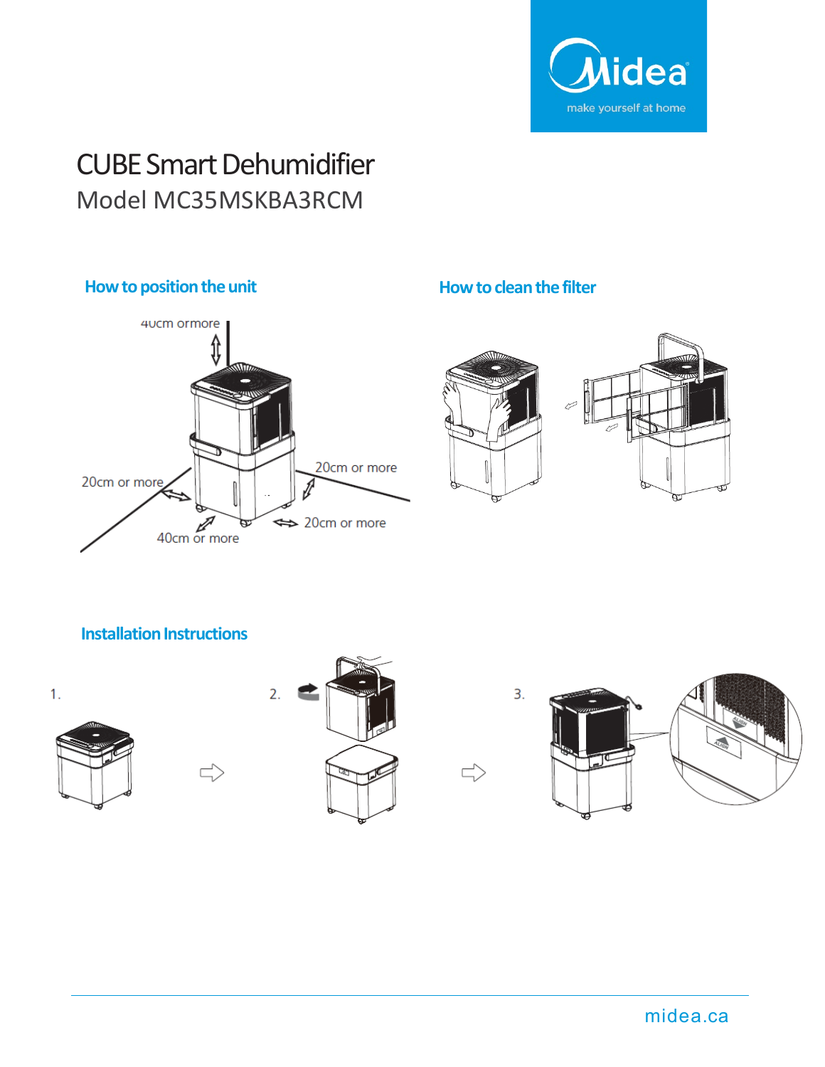Midea
make yourself at home

# CUBE Smart Dehumidifier

Model MC35MSKBA3RCM

## How to position the unit

40cm ormore

20cm or more

20cm or more

40cm or more

20cm or more

## How to clean the filter

## Installation Instructions

1.

2.

3.

midea.ca